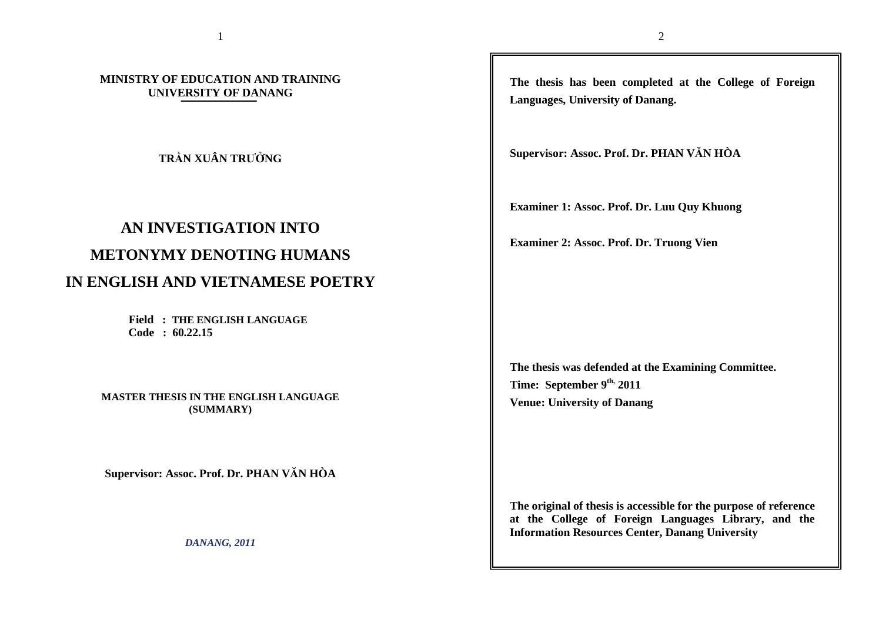**MINISTRY OF EDUCATION AND TRAINING**
**UNIVERSITY OF DANANG**

**TRẦN XUÂN TRƯỞNG**

# AN INVESTIGATION INTO METONYMY DENOTING HUMANS IN ENGLISH AND VIETNAMESE POETRY

**Field : THE ENGLISH LANGUAGE**
**Code : 60.22.15**

**MASTER THESIS IN THE ENGLISH LANGUAGE**
**(SUMMARY)**

**Supervisor: Assoc. Prof. Dr. PHAN VĂN HÒA**

***DANANG, 2011***

---

**The thesis has been completed at the College of Foreign Languages, University of Danang.**

**Supervisor: Assoc. Prof. Dr. PHAN VĂN HÒA**

**Examiner 1: Assoc. Prof. Dr. Luu Quy Khuong**

**Examiner 2: Assoc. Prof. Dr. Truong Vien**

**The thesis was defended at the Examining Committee.**
**Time: September 9th, 2011**
**Venue: University of Danang**

**The original of thesis is accessible for the purpose of reference at the College of Foreign Languages Library, and the Information Resources Center, Danang University**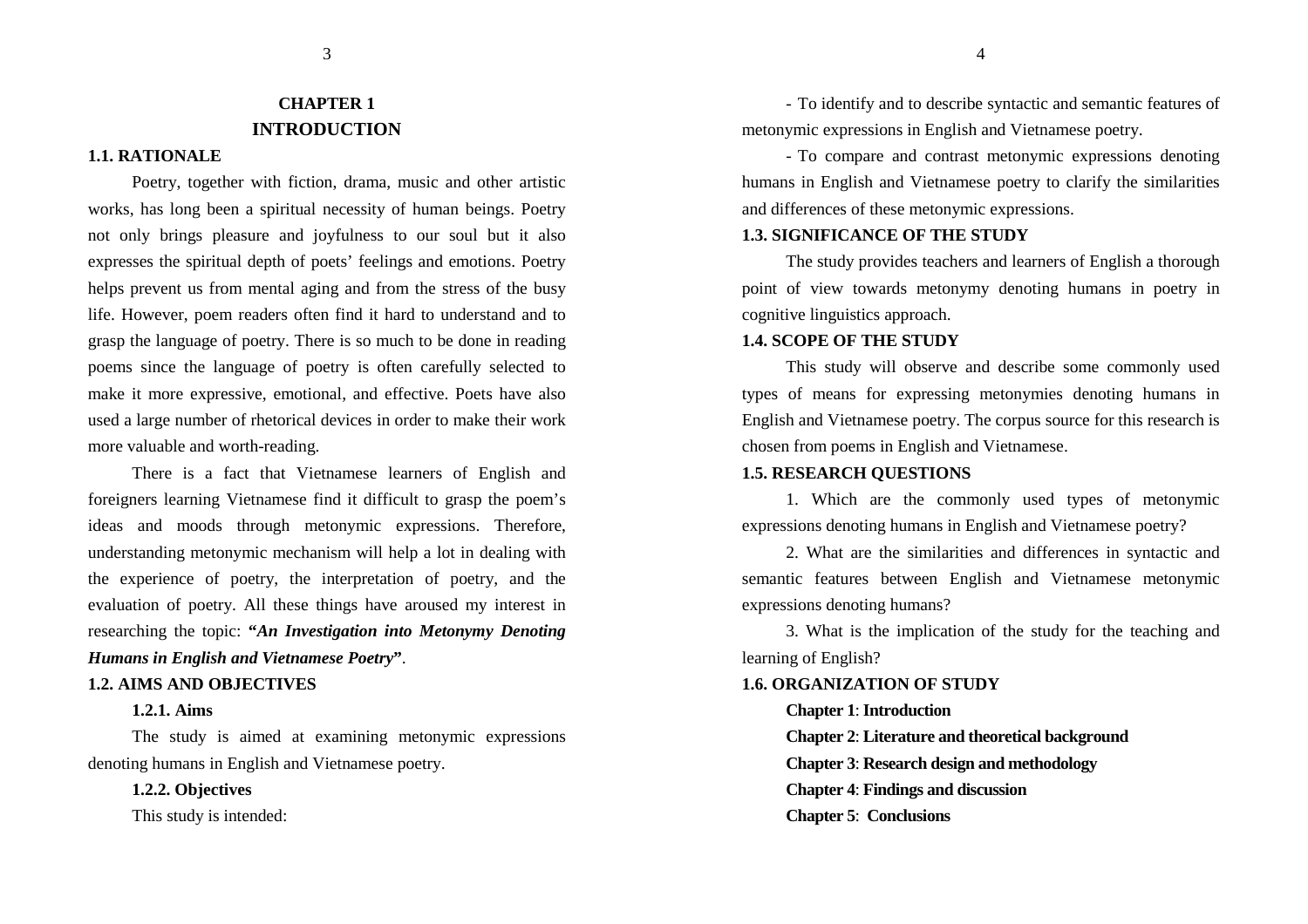# CHAPTER 1
# INTRODUCTION

## 1.1. RATIONALE

Poetry, together with fiction, drama, music and other artistic works, has long been a spiritual necessity of human beings. Poetry not only brings pleasure and joyfulness to our soul but it also expresses the spiritual depth of poets' feelings and emotions. Poetry helps prevent us from mental aging and from the stress of the busy life. However, poem readers often find it hard to understand and to grasp the language of poetry. There is so much to be done in reading poems since the language of poetry is often carefully selected to make it more expressive, emotional, and effective. Poets have also used a large number of rhetorical devices in order to make their work more valuable and worth-reading.

There is a fact that Vietnamese learners of English and foreigners learning Vietnamese find it difficult to grasp the poem's ideas and moods through metonymic expressions. Therefore, understanding metonymic mechanism will help a lot in dealing with the experience of poetry, the interpretation of poetry, and the evaluation of poetry. All these things have aroused my interest in researching the topic: **"*An Investigation into Metonymy Denoting Humans in English and Vietnamese Poetry*"**.

## 1.2. AIMS AND OBJECTIVES

### 1.2.1. Aims

The study is aimed at examining metonymic expressions denoting humans in English and Vietnamese poetry.

### 1.2.2. Objectives

This study is intended:

- To identify and to describe syntactic and semantic features of metonymic expressions in English and Vietnamese poetry.

- To compare and contrast metonymic expressions denoting humans in English and Vietnamese poetry to clarify the similarities and differences of these metonymic expressions.

## 1.3. SIGNIFICANCE OF THE STUDY

The study provides teachers and learners of English a thorough point of view towards metonymy denoting humans in poetry in cognitive linguistics approach.

## 1.4. SCOPE OF THE STUDY

This study will observe and describe some commonly used types of means for expressing metonymies denoting humans in English and Vietnamese poetry. The corpus source for this research is chosen from poems in English and Vietnamese.

## 1.5. RESEARCH QUESTIONS

1. Which are the commonly used types of metonymic expressions denoting humans in English and Vietnamese poetry?

2. What are the similarities and differences in syntactic and semantic features between English and Vietnamese metonymic expressions denoting humans?

3. What is the implication of the study for the teaching and learning of English?

## 1.6. ORGANIZATION OF STUDY

**Chapter 1**: **Introduction**

**Chapter 2**: **Literature and theoretical background**

**Chapter 3**: **Research design and methodology**

**Chapter 4**: **Findings and discussion**

**Chapter 5**: **Conclusions**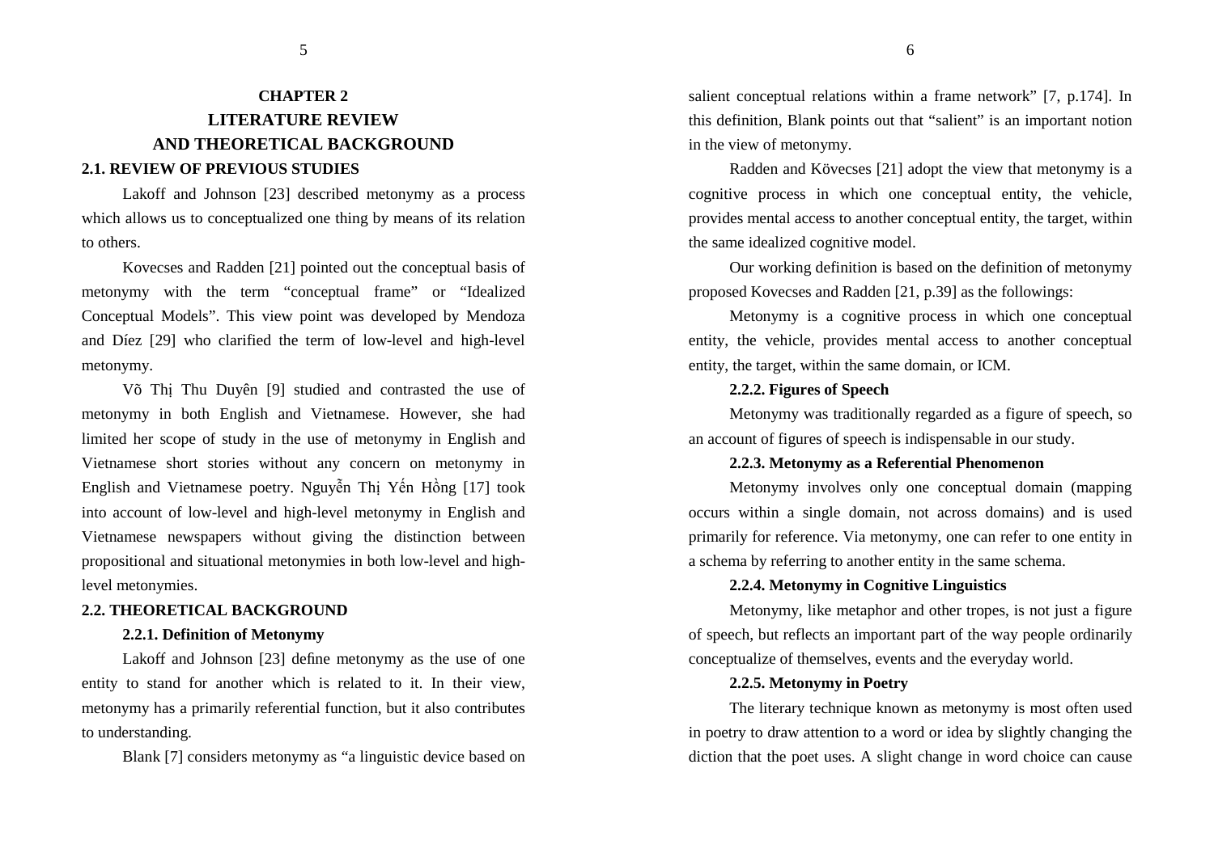# CHAPTER 2
# LITERATURE REVIEW
# AND THEORETICAL BACKGROUND

## 2.1. REVIEW OF PREVIOUS STUDIES

Lakoff and Johnson [23] described metonymy as a process which allows us to conceptualized one thing by means of its relation to others.

Kovecses and Radden [21] pointed out the conceptual basis of metonymy with the term "conceptual frame" or "Idealized Conceptual Models". This view point was developed by Mendoza and Díez [29] who clarified the term of low-level and high-level metonymy.

Võ Thị Thu Duyên [9] studied and contrasted the use of metonymy in both English and Vietnamese. However, she had limited her scope of study in the use of metonymy in English and Vietnamese short stories without any concern on metonymy in English and Vietnamese poetry. Nguyễn Thị Yến Hồng [17] took into account of low-level and high-level metonymy in English and Vietnamese newspapers without giving the distinction between propositional and situational metonymies in both low-level and high-level metonymies.

## 2.2. THEORETICAL BACKGROUND

### 2.2.1. Definition of Metonymy

Lakoff and Johnson [23] define metonymy as the use of one entity to stand for another which is related to it. In their view, metonymy has a primarily referential function, but it also contributes to understanding.

Blank [7] considers metonymy as "a linguistic device based on salient conceptual relations within a frame network" [7, p.174]. In this definition, Blank points out that "salient" is an important notion in the view of metonymy.

Radden and Kövecses [21] adopt the view that metonymy is a cognitive process in which one conceptual entity, the vehicle, provides mental access to another conceptual entity, the target, within the same idealized cognitive model.

Our working definition is based on the definition of metonymy proposed Kovecses and Radden [21, p.39] as the followings:

Metonymy is a cognitive process in which one conceptual entity, the vehicle, provides mental access to another conceptual entity, the target, within the same domain, or ICM.

### 2.2.2. Figures of Speech

Metonymy was traditionally regarded as a figure of speech, so an account of figures of speech is indispensable in our study.

### 2.2.3. Metonymy as a Referential Phenomenon

Metonymy involves only one conceptual domain (mapping occurs within a single domain, not across domains) and is used primarily for reference. Via metonymy, one can refer to one entity in a schema by referring to another entity in the same schema.

### 2.2.4. Metonymy in Cognitive Linguistics

Metonymy, like metaphor and other tropes, is not just a figure of speech, but reflects an important part of the way people ordinarily conceptualize of themselves, events and the everyday world.

### 2.2.5. Metonymy in Poetry

The literary technique known as metonymy is most often used in poetry to draw attention to a word or idea by slightly changing the diction that the poet uses. A slight change in word choice can cause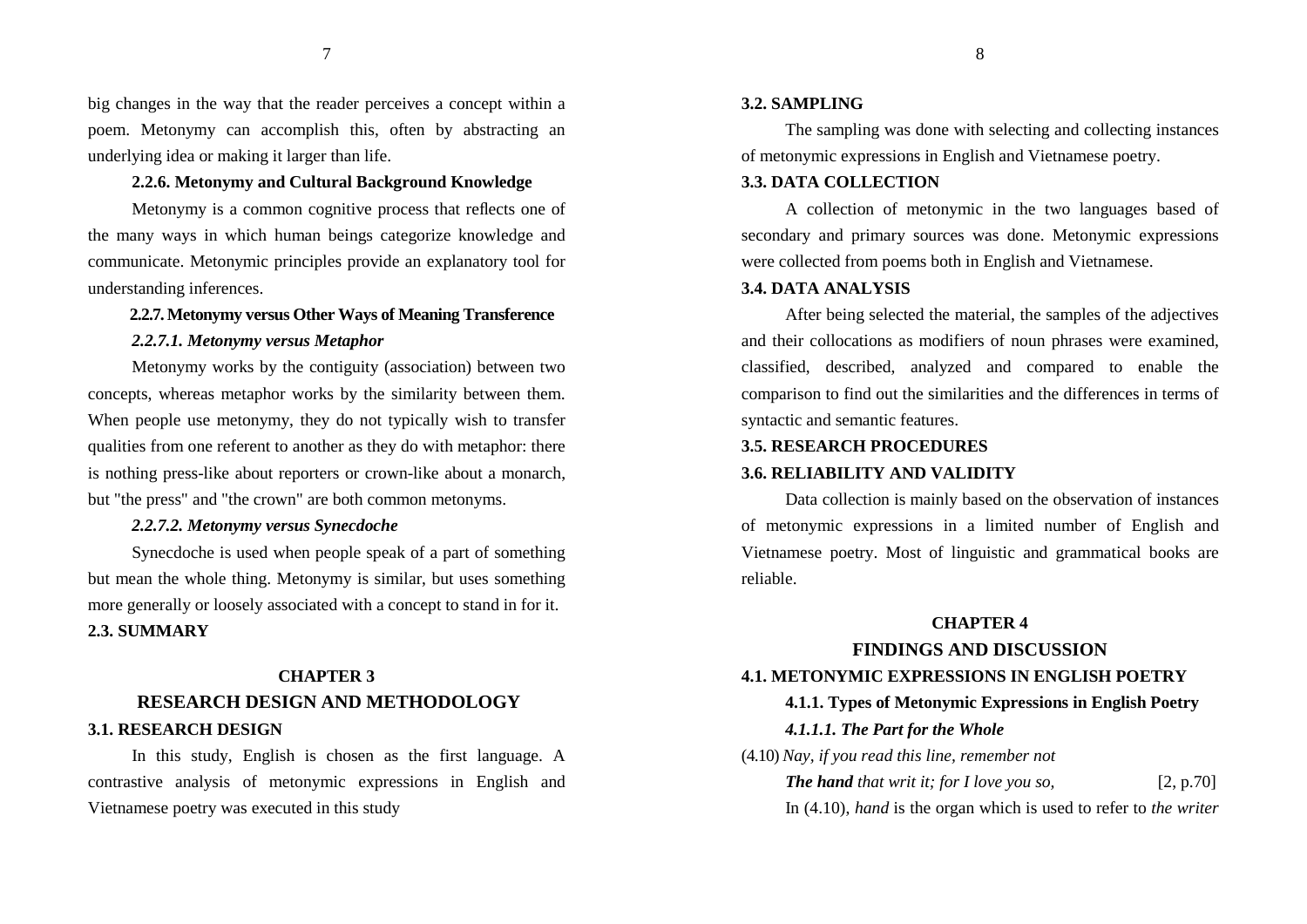big changes in the way that the reader perceives a concept within a poem. Metonymy can accomplish this, often by abstracting an underlying idea or making it larger than life.

#### 2.2.6. Metonymy and Cultural Background Knowledge

Metonymy is a common cognitive process that reflects one of the many ways in which human beings categorize knowledge and communicate. Metonymic principles provide an explanatory tool for understanding inferences.

#### 2.2.7. Metonymy versus Other Ways of Meaning Transference

##### *2.2.7.1. Metonymy versus Metaphor*

Metonymy works by the contiguity (association) between two concepts, whereas metaphor works by the similarity between them. When people use metonymy, they do not typically wish to transfer qualities from one referent to another as they do with metaphor: there is nothing press-like about reporters or crown-like about a monarch, but "the press" and "the crown" are both common metonyms.

##### *2.2.7.2. Metonymy versus Synecdoche*

Synecdoche is used when people speak of a part of something but mean the whole thing. Metonymy is similar, but uses something more generally or loosely associated with a concept to stand in for it.

### 2.3. SUMMARY

# CHAPTER 3
# RESEARCH DESIGN AND METHODOLOGY

### 3.1. RESEARCH DESIGN

In this study, English is chosen as the first language. A contrastive analysis of metonymic expressions in English and Vietnamese poetry was executed in this study

### 3.2. SAMPLING

The sampling was done with selecting and collecting instances of metonymic expressions in English and Vietnamese poetry.

### 3.3. DATA COLLECTION

A collection of metonymic in the two languages based of secondary and primary sources was done. Metonymic expressions were collected from poems both in English and Vietnamese.

### 3.4. DATA ANALYSIS

After being selected the material, the samples of the adjectives and their collocations as modifiers of noun phrases were examined, classified, described, analyzed and compared to enable the comparison to find out the similarities and the differences in terms of syntactic and semantic features.

### 3.5. RESEARCH PROCEDURES

### 3.6. RELIABILITY AND VALIDITY

Data collection is mainly based on the observation of instances of metonymic expressions in a limited number of English and Vietnamese poetry. Most of linguistic and grammatical books are reliable.

# CHAPTER 4
# FINDINGS AND DISCUSSION

### 4.1. METONYMIC EXPRESSIONS IN ENGLISH POETRY

#### 4.1.1. Types of Metonymic Expressions in English Poetry

##### *4.1.1.1. The Part for the Whole*

(4.10) *Nay, if you read this line, remember not*
***The hand** that writ it; for I love you so,* [2, p.70]

In (4.10), *hand* is the organ which is used to refer to *the writer*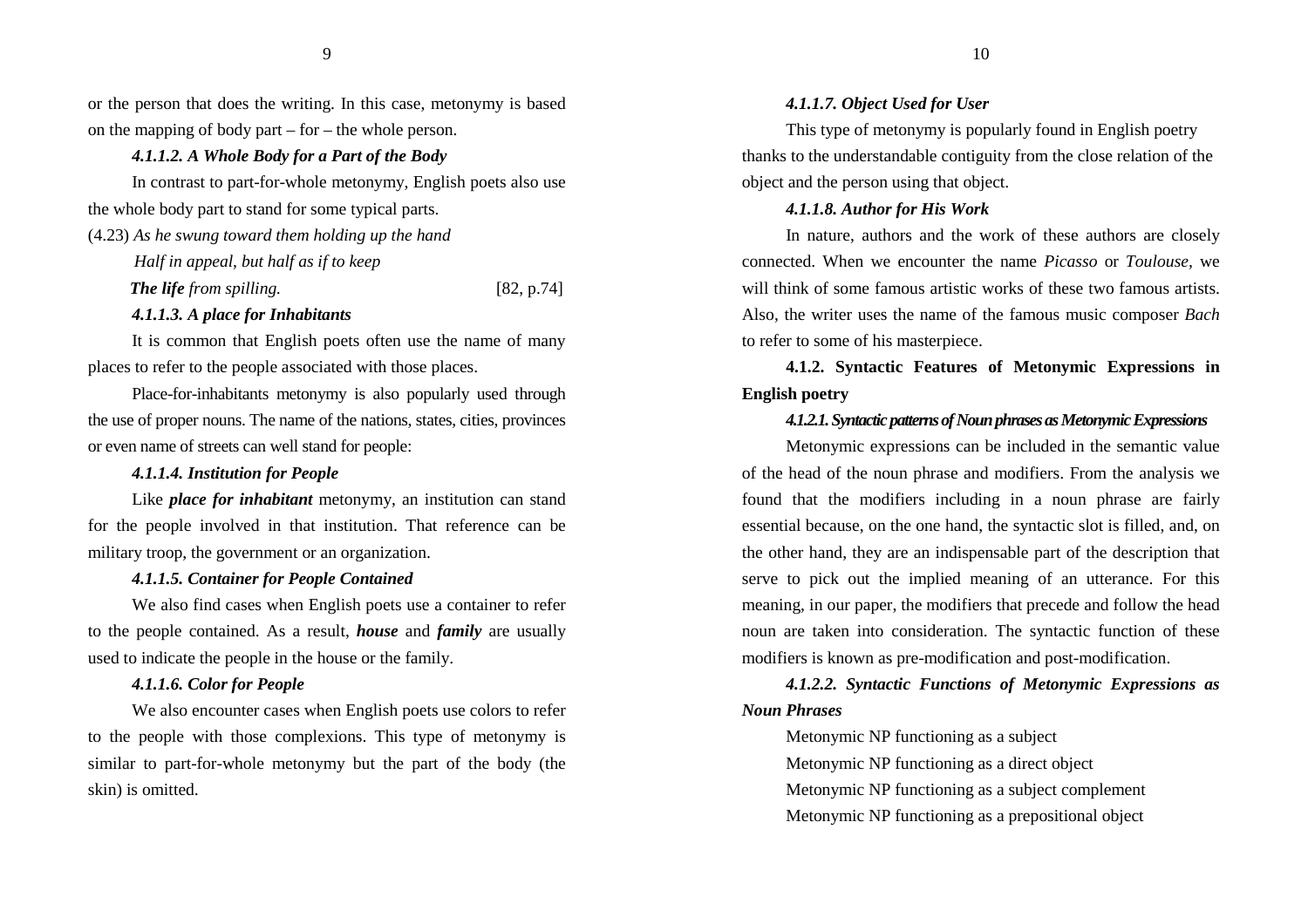or the person that does the writing. In this case, metonymy is based on the mapping of body part – for – the whole person.

#### *4.1.1.2. A Whole Body for a Part of the Body*

In contrast to part-for-whole metonymy, English poets also use the whole body part to stand for some typical parts.

(4.23) *As he swung toward them holding up the hand*
*Half in appeal, but half as if to keep*
***The life** from spilling.* [82, p.74]

#### *4.1.1.3. A place for Inhabitants*

It is common that English poets often use the name of many places to refer to the people associated with those places.

Place-for-inhabitants metonymy is also popularly used through the use of proper nouns. The name of the nations, states, cities, provinces or even name of streets can well stand for people:

#### *4.1.1.4. Institution for People*

Like ***place for inhabitant*** metonymy, an institution can stand for the people involved in that institution. That reference can be military troop, the government or an organization.

#### *4.1.1.5. Container for People Contained*

We also find cases when English poets use a container to refer to the people contained. As a result, ***house*** and ***family*** are usually used to indicate the people in the house or the family.

#### *4.1.1.6. Color for People*

We also encounter cases when English poets use colors to refer to the people with those complexions. This type of metonymy is similar to part-for-whole metonymy but the part of the body (the skin) is omitted.

#### *4.1.1.7. Object Used for User*

This type of metonymy is popularly found in English poetry thanks to the understandable contiguity from the close relation of the object and the person using that object.

#### *4.1.1.8. Author for His Work*

In nature, authors and the work of these authors are closely connected. When we encounter the name *Picasso* or *Toulouse*, we will think of some famous artistic works of these two famous artists. Also, the writer uses the name of the famous music composer *Bach* to refer to some of his masterpiece.

### 4.1.2. Syntactic Features of Metonymic Expressions in English poetry

#### *4.1.2.1. Syntactic patterns of Noun phrases as Metonymic Expressions*

Metonymic expressions can be included in the semantic value of the head of the noun phrase and modifiers. From the analysis we found that the modifiers including in a noun phrase are fairly essential because, on the one hand, the syntactic slot is filled, and, on the other hand, they are an indispensable part of the description that serve to pick out the implied meaning of an utterance. For this meaning, in our paper, the modifiers that precede and follow the head noun are taken into consideration. The syntactic function of these modifiers is known as pre-modification and post-modification.

#### *4.1.2.2. Syntactic Functions of Metonymic Expressions as Noun Phrases*

Metonymic NP functioning as a subject

Metonymic NP functioning as a direct object

Metonymic NP functioning as a subject complement

Metonymic NP functioning as a prepositional object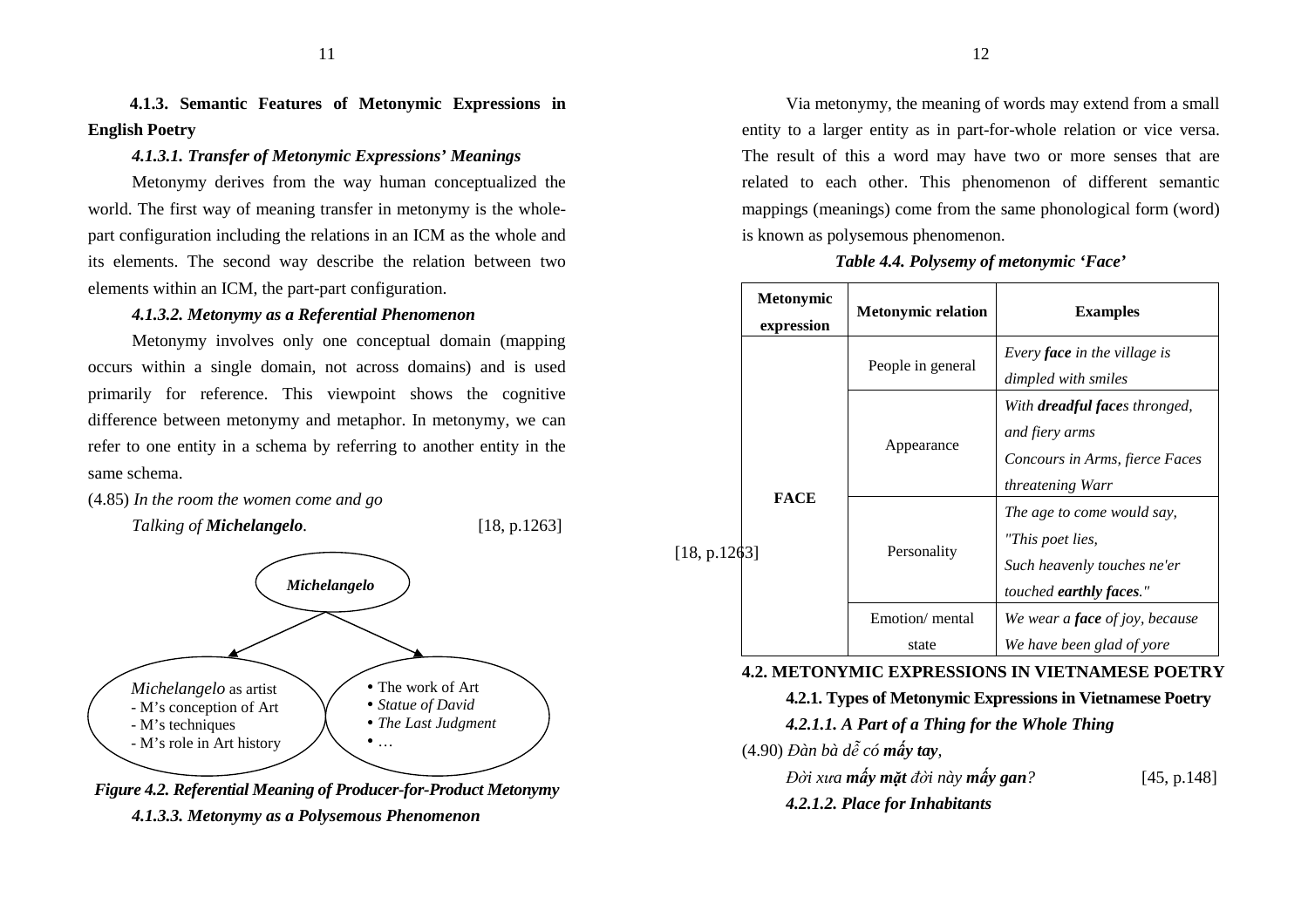### 4.1.3. Semantic Features of Metonymic Expressions in English Poetry

#### *4.1.3.1. Transfer of Metonymic Expressions' Meanings*

Metonymy derives from the way human conceptualized the world. The first way of meaning transfer in metonymy is the whole-part configuration including the relations in an ICM as the whole and its elements. The second way describe the relation between two elements within an ICM, the part-part configuration.

#### *4.1.3.2. Metonymy as a Referential Phenomenon*

Metonymy involves only one conceptual domain (mapping occurs within a single domain, not across domains) and is used primarily for reference. This viewpoint shows the cognitive difference between metonymy and metaphor. In metonymy, we can refer to one entity in a schema by referring to another entity in the same schema.

(4.85) *In the room the women come and go*
*Talking of **Michelangelo**.* [18, p.1263]

*Michelangelo*

*Michelangelo* as artist
- M's conception of Art
- M's techniques
- M's role in Art history

- The work of Art
- *Statue of David*
- *The Last Judgment*
- …

***Figure 4.2. Referential Meaning of Producer-for-Product Metonymy***

#### *4.1.3.3. Metonymy as a Polysemous Phenomenon*

Via metonymy, the meaning of words may extend from a small entity to a larger entity as in part-for-whole relation or vice versa. The result of this a word may have two or more senses that are related to each other. This phenomenon of different semantic mappings (meanings) come from the same phonological form (word) is known as polysemous phenomenon.

***Table 4.4. Polysemy of metonymic 'Face'***

| Metonymic expression | Metonymic relation | Examples |
|---|---|---|
| FACE | People in general | *Every **face** in the village is dimpled with smiles* |
| | Appearance | *With **dreadful face**s thronged, and fiery arms* *Concours in Arms, fierce Faces threatening Warr* |
| | Personality | *The age to come would say, "This poet lies, Such heavenly touches ne'er touched **earthly faces**."* |
| | Emotion/ mental state | *We wear a **face** of joy, because We have been glad of yore* |

[18, p.1263]

## 4.2. METONYMIC EXPRESSIONS IN VIETNAMESE POETRY

### 4.2.1. Types of Metonymic Expressions in Vietnamese Poetry

#### *4.2.1.1. A Part of a Thing for the Whole Thing*

(4.90) *Đàn bà dễ có **mấy tay**,*
*Đời xưa **mấy mặt** đời này **mấy gan**?* [45, p.148]

#### *4.2.1.2. Place for Inhabitants*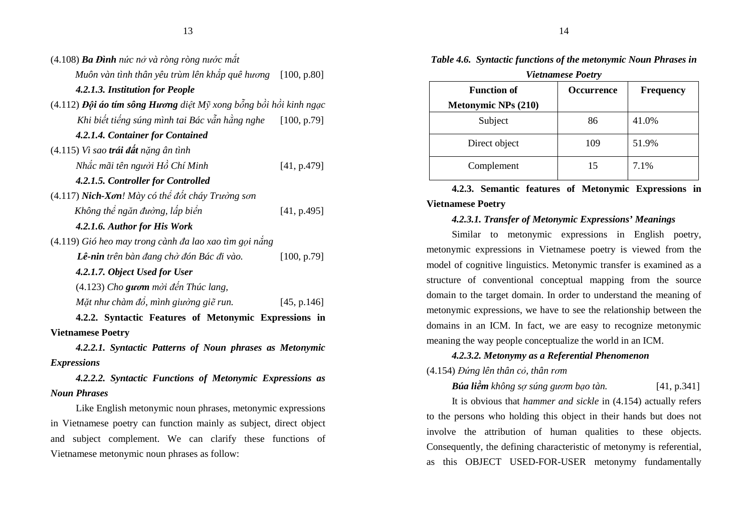(4.108) ***Ba Đình*** *nức nở và ròng ròng nước mắt*

*Muôn vàn tình thân yêu trùm lên khắp quê hương* [100, p.80]

***4.2.1.3. Institution for People***

(4.112) ***Đội áo tím sông Hương*** *diệt Mỹ xong bỗng bồi hồi kinh ngạc*

*Khi biết tiếng súng mình tai Bác vẫn hằng nghe* [100, p.79]

***4.2.1.4. Container for Contained***

(4.115) *Vì sao* ***trái đất*** *nặng ân tình*

*Nhắc mãi tên người Hồ Chí Minh* [41, p.479]

***4.2.1.5. Controller for Controlled***

(4.117) ***Nich-Xơn****! Mày có thể đốt cháy Trường sơn*

*Không thể ngăn đường, lấp biển* [41, p.495]

***4.2.1.6. Author for His Work***

(4.119) *Gió heo may trong cành đa lao xao tìm gọi nắng*

***Lê-nin*** *trên bàn đang chờ đón Bác đi vào.* [100, p.79]

***4.2.1.7. Object Used for User***

(4.123) *Cho* ***gươm*** *mời đến Thúc lang,*

*Mặt như chàm đổ, mình giường giẽ run.* [45, p.146]

**4.2.2. Syntactic Features of Metonymic Expressions in Vietnamese Poetry**

***4.2.2.1. Syntactic Patterns of Noun phrases as Metonymic Expressions***

***4.2.2.2. Syntactic Functions of Metonymic Expressions as Noun Phrases***

Like English metonymic noun phrases, metonymic expressions in Vietnamese poetry can function mainly as subject, direct object and subject complement. We can clarify these functions of Vietnamese metonymic noun phrases as follow:

***Table 4.6. Syntactic functions of the metonymic Noun Phrases in Vietnamese Poetry***

| Function of Metonymic NPs (210) | Occurrence | Frequency |
|---|---|---|
| Subject | 86 | 41.0% |
| Direct object | 109 | 51.9% |
| Complement | 15 | 7.1% |

**4.2.3. Semantic features of Metonymic Expressions in Vietnamese Poetry**

***4.2.3.1. Transfer of Metonymic Expressions' Meanings***

Similar to metonymic expressions in English poetry, metonymic expressions in Vietnamese poetry is viewed from the model of cognitive linguistics. Metonymic transfer is examined as a structure of conventional conceptual mapping from the source domain to the target domain. In order to understand the meaning of metonymic expressions, we have to see the relationship between the domains in an ICM. In fact, we are easy to recognize metonymic meaning the way people conceptualize the world in an ICM.

***4.2.3.2. Metonymy as a Referential Phenomenon***

(4.154) *Đứng lên thân cỏ, thân rơm*

***Búa liềm*** *không sợ súng gươm bạo tàn.* [41, p.341]

It is obvious that *hammer and sickle* in (4.154) actually refers to the persons who holding this object in their hands but does not involve the attribution of human qualities to these objects. Consequently, the defining characteristic of metonymy is referential, as this OBJECT USED-FOR-USER metonymy fundamentally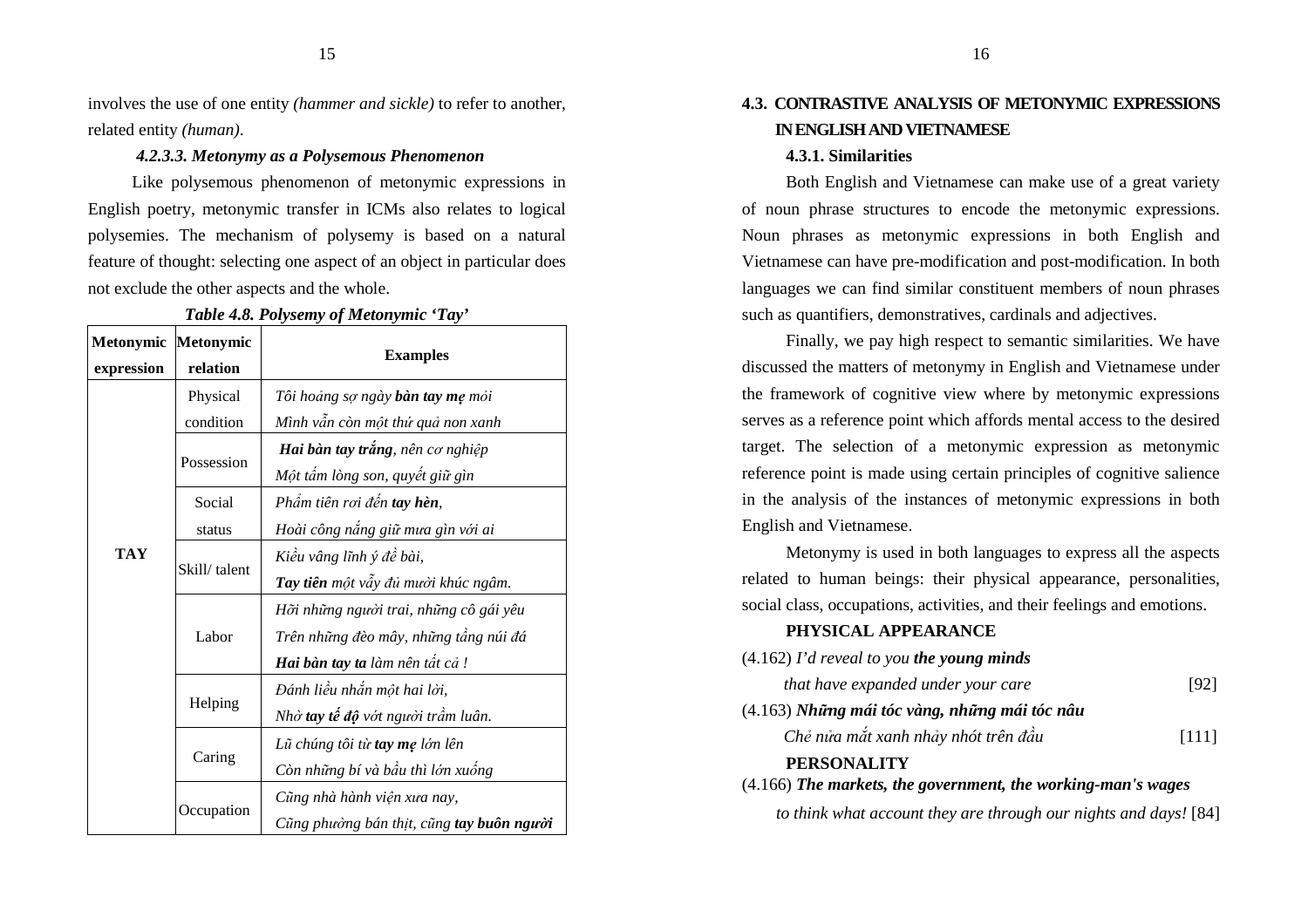involves the use of one entity *(hammer and sickle)* to refer to another, related entity *(human)*.

#### *4.2.3.3. Metonymy as a Polysemous Phenomenon*

Like polysemous phenomenon of metonymic expressions in English poetry, metonymic transfer in ICMs also relates to logical polysemies. The mechanism of polysemy is based on a natural feature of thought: selecting one aspect of an object in particular does not exclude the other aspects and the whole.

***Table 4.8. Polysemy of Metonymic 'Tay'***

| Metonymic expression | Metonymic relation | Examples |
|---|---|---|
| **TAY** | Physical condition | *Tôi hoảng sợ ngày **bàn tay mẹ** mỏi*<br>*Mình vẫn còn một thứ quả non xanh* |
| | Possession | ***Hai bàn tay trắng**, nên cơ nghiệp*<br>*Một tấm lòng son, quyết giữ gìn* |
| | Social status | *Phẩm tiên rơi đến **tay hèn**,*<br>*Hoài công nắng giữ mưa gìn với ai* |
| | Skill/ talent | *Kiều vâng lĩnh ý đề bài,*<br>***Tay tiên** một vẫy đủ mười khúc ngâm.* |
| | Labor | *Hỡi những người trai, những cô gái yêu*<br>*Trên những đèo mây, những tầng núi đá*<br>***Hai bàn tay ta** làm nên tất cả !* |
| | Helping | *Đánh liều nhắn một hai lời,*<br>*Nhờ **tay tế độ** vớt người trầm luân.* |
| | Caring | *Lũ chúng tôi từ **tay mẹ** lớn lên*<br>*Còn những bí và bầu thì lớn xuống* |
| | Occupation | *Cũng nhà hành viện xưa nay,*<br>*Cũng phường bán thịt, cũng **tay buôn người*** |

## 4.3. CONTRASTIVE ANALYSIS OF METONYMIC EXPRESSIONS IN ENGLISH AND VIETNAMESE

### 4.3.1. Similarities

Both English and Vietnamese can make use of a great variety of noun phrase structures to encode the metonymic expressions. Noun phrases as metonymic expressions in both English and Vietnamese can have pre-modification and post-modification. In both languages we can find similar constituent members of noun phrases such as quantifiers, demonstratives, cardinals and adjectives.

Finally, we pay high respect to semantic similarities. We have discussed the matters of metonymy in English and Vietnamese under the framework of cognitive view where by metonymic expressions serves as a reference point which affords mental access to the desired target. The selection of a metonymic expression as metonymic reference point is made using certain principles of cognitive salience in the analysis of the instances of metonymic expressions in both English and Vietnamese.

Metonymy is used in both languages to express all the aspects related to human beings: their physical appearance, personalities, social class, occupations, activities, and their feelings and emotions.

**PHYSICAL APPEARANCE**

(4.162) *I'd reveal to you **the young minds***
*that have expanded under your care* [92]

(4.163) ***Những mái tóc vàng, những mái tóc nâu***
*Chẻ nửa mắt xanh nhảy nhót trên đầu* [111]

**PERSONALITY**

(4.166) ***The markets, the government, the working-man's wages***
*to think what account they are through our nights and days!* [84]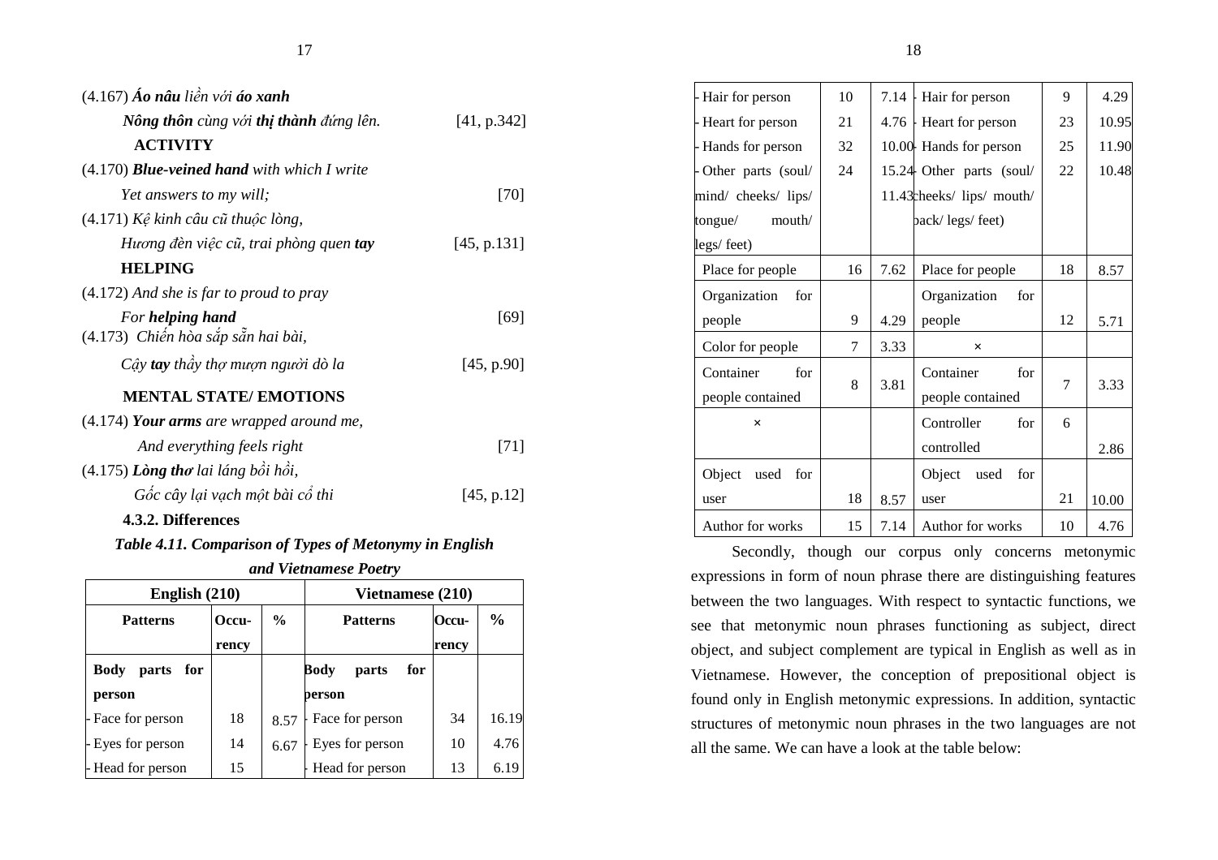(4.167) ***Áo nâu** liền với **áo xanh***

***Nông thôn** cùng với **thị thành** đứng lên.* [41, p.342]

**ACTIVITY**

(4.170) ***Blue-veined hand** with which I write*

*Yet answers to my will;* [70]

(4.171) *Kệ kinh câu cũ thuộc lòng,*

*Hương đèn việc cũ, trai phòng quen **tay*** [45, p.131]

**HELPING**

(4.172) *And she is far to proud to pray*

*For **helping hand*** [69]

(4.173) *Chiến hòa sắp sẵn hai bài,*

*Cậy **tay** thầy thợ mượn người dò la* [45, p.90]

**MENTAL STATE/ EMOTIONS**

(4.174) ***Your arms** are wrapped around me,*

*And everything feels right* [71]

(4.175) ***Lòng thơ** lai láng bồi hồi,*

*Gốc cây lại vạch một bài cổ thi* [45, p.12]

**4.3.2. Differences**

***Table 4.11. Comparison of Types of Metonymy in English and Vietnamese Poetry***

| English (210) | | | Vietnamese (210) | | |
|---|---|---|---|---|---|
| **Patterns** | **Occu-rency** | **%** | **Patterns** | **Occu-rency** | **%** |
| **Body parts for person** | | | **Body parts for person** | | |
| - Face for person | 18 | 8.57 | - Face for person | 34 | 16.19 |
| - Eyes for person | 14 | 6.67 | - Eyes for person | 10 | 4.76 |
| - Head for person | 15 | | - Head for person | 13 | 6.19 |
| - Hair for person | 10 | 7.14 | - Hair for person | 9 | 4.29 |
| - Heart for person | 21 | 4.76 | - Heart for person | 23 | 10.95 |
| - Hands for person | 32 | 10.00 | - Hands for person | 25 | 11.90 |
| - Other parts (soul/ mind/ cheeks/ lips/ tongue/ mouth/ legs/ feet) | 24 | 15.24 11.43 | - Other parts (soul/ cheeks/ lips/ mouth/ back/ legs/ feet) | 22 | 10.48 |
| Place for people | 16 | 7.62 | Place for people | 18 | 8.57 |
| Organization for people | 9 | 4.29 | Organization for people | 12 | 5.71 |
| Color for people | 7 | 3.33 | × | | |
| Container for people contained | 8 | 3.81 | Container for people contained | 7 | 3.33 |
| × | | | Controller for controlled | 6 | 2.86 |
| Object used for user | 18 | 8.57 | Object used for user | 21 | 10.00 |
| Author for works | 15 | 7.14 | Author for works | 10 | 4.76 |

Secondly, though our corpus only concerns metonymic expressions in form of noun phrase there are distinguishing features between the two languages. With respect to syntactic functions, we see that metonymic noun phrases functioning as subject, direct object, and subject complement are typical in English as well as in Vietnamese. However, the conception of prepositional object is found only in English metonymic expressions. In addition, syntactic structures of metonymic noun phrases in the two languages are not all the same. We can have a look at the table below: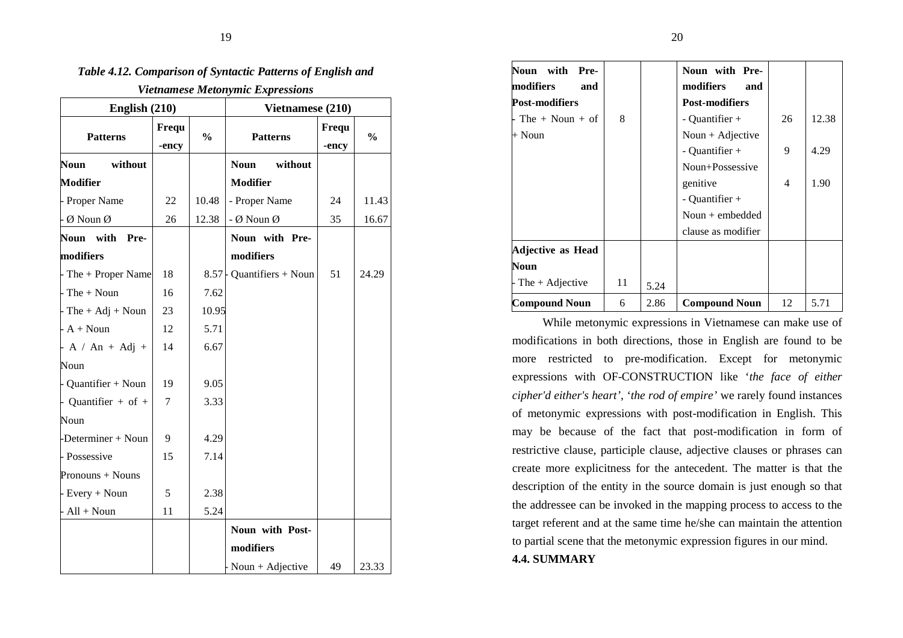*Table 4.12. Comparison of Syntactic Patterns of English and Vietnamese Metonymic Expressions*

| English (210) | | | Vietnamese (210) | | |
|---|---|---|---|---|---|
| **Patterns** | **Frequ-ency** | **%** | **Patterns** | **Frequ-ency** | **%** |
| **Noun without Modifier** | | | **Noun without Modifier** | | |
| - Proper Name | 22 | 10.48 | - Proper Name | 24 | 11.43 |
| - Ø Noun Ø | 26 | 12.38 | - Ø Noun Ø | 35 | 16.67 |
| **Noun with Pre-modifiers** | | | **Noun with Pre-modifiers** | | |
| - The + Proper Name | 18 | 8.57 | - Quantifiers + Noun | 51 | 24.29 |
| - The + Noun | 16 | 7.62 | | | |
| - The + Adj + Noun | 23 | 10.95 | | | |
| - A + Noun | 12 | 5.71 | | | |
| - A / An + Adj + Noun | 14 | 6.67 | | | |
| - Quantifier + Noun | 19 | 9.05 | | | |
| - Quantifier + of + Noun | 7 | 3.33 | | | |
| -Determiner + Noun | 9 | 4.29 | | | |
| - Possessive Pronouns + Nouns | 15 | 7.14 | | | |
| - Every + Noun | 5 | 2.38 | | | |
| - All + Noun | 11 | 5.24 | | | |
| | | | **Noun with Post-modifiers** | | |
| | | | - Noun + Adjective | 49 | 23.33 |
| **Noun with Pre-modifiers and Post-modifiers** | | | **Noun with Pre-modifiers and Post-modifiers** | | |
| - The + Noun + of + Noun | 8 | | - Quantifier + Noun + Adjective | 26 | 12.38 |
| | | | - Quantifier + Noun+Possessive genitive | 9 | 4.29 |
| | | | - Quantifier + Noun + embedded clause as modifier | 4 | 1.90 |
| **Adjective as Head Noun** | | | | | |
| - The + Adjective | 11 | 5.24 | | | |
| **Compound Noun** | 6 | 2.86 | **Compound Noun** | 12 | 5.71 |

While metonymic expressions in Vietnamese can make use of modifications in both directions, those in English are found to be more restricted to pre-modification. Except for metonymic expressions with OF-CONSTRUCTION like '*the face of either cipher'd either's heart*', '*the rod of empire'* we rarely found instances of metonymic expressions with post-modification in English. This may be because of the fact that post-modification in form of restrictive clause, participle clause, adjective clauses or phrases can create more explicitness for the antecedent. The matter is that the description of the entity in the source domain is just enough so that the addressee can be invoked in the mapping process to access to the target referent and at the same time he/she can maintain the attention to partial scene that the metonymic expression figures in our mind.

**4.4. SUMMARY**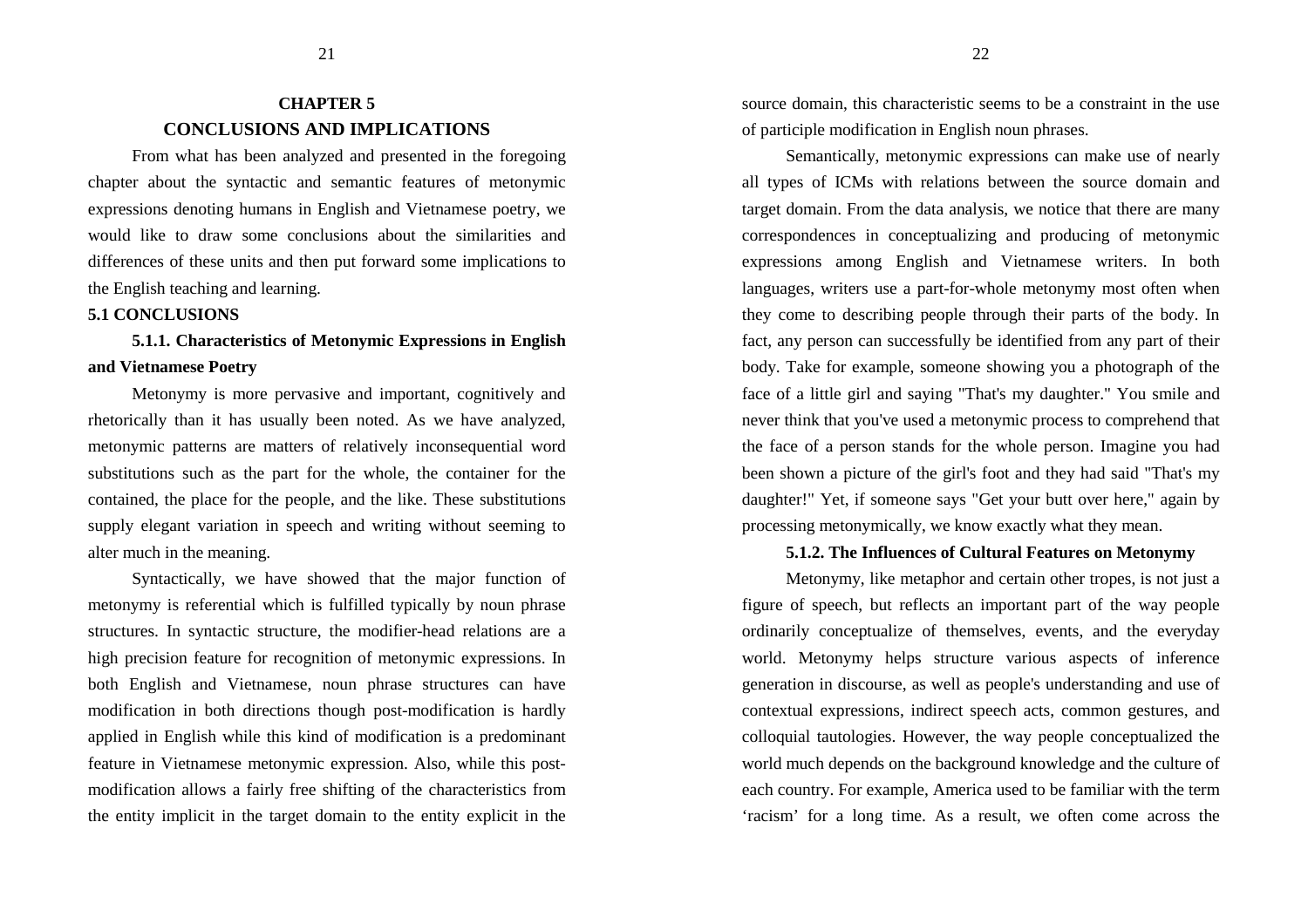# CHAPTER 5
# CONCLUSIONS AND IMPLICATIONS

From what has been analyzed and presented in the foregoing chapter about the syntactic and semantic features of metonymic expressions denoting humans in English and Vietnamese poetry, we would like to draw some conclusions about the similarities and differences of these units and then put forward some implications to the English teaching and learning.

## 5.1 CONCLUSIONS

### 5.1.1. Characteristics of Metonymic Expressions in English and Vietnamese Poetry

Metonymy is more pervasive and important, cognitively and rhetorically than it has usually been noted. As we have analyzed, metonymic patterns are matters of relatively inconsequential word substitutions such as the part for the whole, the container for the contained, the place for the people, and the like. These substitutions supply elegant variation in speech and writing without seeming to alter much in the meaning.

Syntactically, we have showed that the major function of metonymy is referential which is fulfilled typically by noun phrase structures. In syntactic structure, the modifier-head relations are a high precision feature for recognition of metonymic expressions. In both English and Vietnamese, noun phrase structures can have modification in both directions though post-modification is hardly applied in English while this kind of modification is a predominant feature in Vietnamese metonymic expression. Also, while this post-modification allows a fairly free shifting of the characteristics from the entity implicit in the target domain to the entity explicit in the source domain, this characteristic seems to be a constraint in the use of participle modification in English noun phrases.

Semantically, metonymic expressions can make use of nearly all types of ICMs with relations between the source domain and target domain. From the data analysis, we notice that there are many correspondences in conceptualizing and producing of metonymic expressions among English and Vietnamese writers. In both languages, writers use a part-for-whole metonymy most often when they come to describing people through their parts of the body. In fact, any person can successfully be identified from any part of their body. Take for example, someone showing you a photograph of the face of a little girl and saying "That's my daughter." You smile and never think that you've used a metonymic process to comprehend that the face of a person stands for the whole person. Imagine you had been shown a picture of the girl's foot and they had said "That's my daughter!" Yet, if someone says "Get your butt over here," again by processing metonymically, we know exactly what they mean.

### 5.1.2. The Influences of Cultural Features on Metonymy

Metonymy, like metaphor and certain other tropes, is not just a figure of speech, but reflects an important part of the way people ordinarily conceptualize of themselves, events, and the everyday world. Metonymy helps structure various aspects of inference generation in discourse, as well as people's understanding and use of contextual expressions, indirect speech acts, common gestures, and colloquial tautologies. However, the way people conceptualized the world much depends on the background knowledge and the culture of each country. For example, America used to be familiar with the term 'racism' for a long time. As a result, we often come across the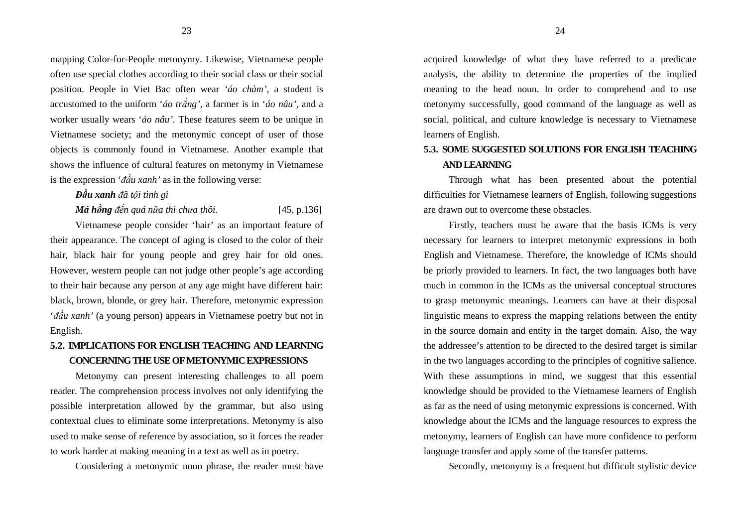mapping Color-for-People metonymy. Likewise, Vietnamese people often use special clothes according to their social class or their social position. People in Viet Bac often wear *'áo chàm'*, a student is accustomed to the uniform '*áo trắng'*, a farmer is in '*áo nâu'*, and a worker usually wears '*áo nâu'*. These features seem to be unique in Vietnamese society; and the metonymic concept of user of those objects is commonly found in Vietnamese. Another example that shows the influence of cultural features on metonymy in Vietnamese is the expression '*đầu xanh'* as in the following verse:

***Đầu xanh*** *đã tội tình gì*

***Má hồng*** *đến quá nữa thì chưa thôi.* [45, p.136]

Vietnamese people consider 'hair' as an important feature of their appearance. The concept of aging is closed to the color of their hair, black hair for young people and grey hair for old ones. However, western people can not judge other people's age according to their hair because any person at any age might have different hair: black, brown, blonde, or grey hair. Therefore, metonymic expression '*đầu xanh'* (a young person) appears in Vietnamese poetry but not in English.

## 5.2. IMPLICATIONS FOR ENGLISH TEACHING AND LEARNING CONCERNING THE USE OF METONYMIC EXPRESSIONS

Metonymy can present interesting challenges to all poem reader. The comprehension process involves not only identifying the possible interpretation allowed by the grammar, but also using contextual clues to eliminate some interpretations. Metonymy is also used to make sense of reference by association, so it forces the reader to work harder at making meaning in a text as well as in poetry.

Considering a metonymic noun phrase, the reader must have acquired knowledge of what they have referred to a predicate analysis, the ability to determine the properties of the implied meaning to the head noun. In order to comprehend and to use metonymy successfully, good command of the language as well as social, political, and culture knowledge is necessary to Vietnamese learners of English.

## 5.3. SOME SUGGESTED SOLUTIONS FOR ENGLISH TEACHING AND LEARNING

Through what has been presented about the potential difficulties for Vietnamese learners of English, following suggestions are drawn out to overcome these obstacles.

Firstly, teachers must be aware that the basis ICMs is very necessary for learners to interpret metonymic expressions in both English and Vietnamese. Therefore, the knowledge of ICMs should be priorly provided to learners. In fact, the two languages both have much in common in the ICMs as the universal conceptual structures to grasp metonymic meanings. Learners can have at their disposal linguistic means to express the mapping relations between the entity in the source domain and entity in the target domain. Also, the way the addressee's attention to be directed to the desired target is similar in the two languages according to the principles of cognitive salience. With these assumptions in mind, we suggest that this essential knowledge should be provided to the Vietnamese learners of English as far as the need of using metonymic expressions is concerned. With knowledge about the ICMs and the language resources to express the metonymy, learners of English can have more confidence to perform language transfer and apply some of the transfer patterns.

Secondly, metonymy is a frequent but difficult stylistic device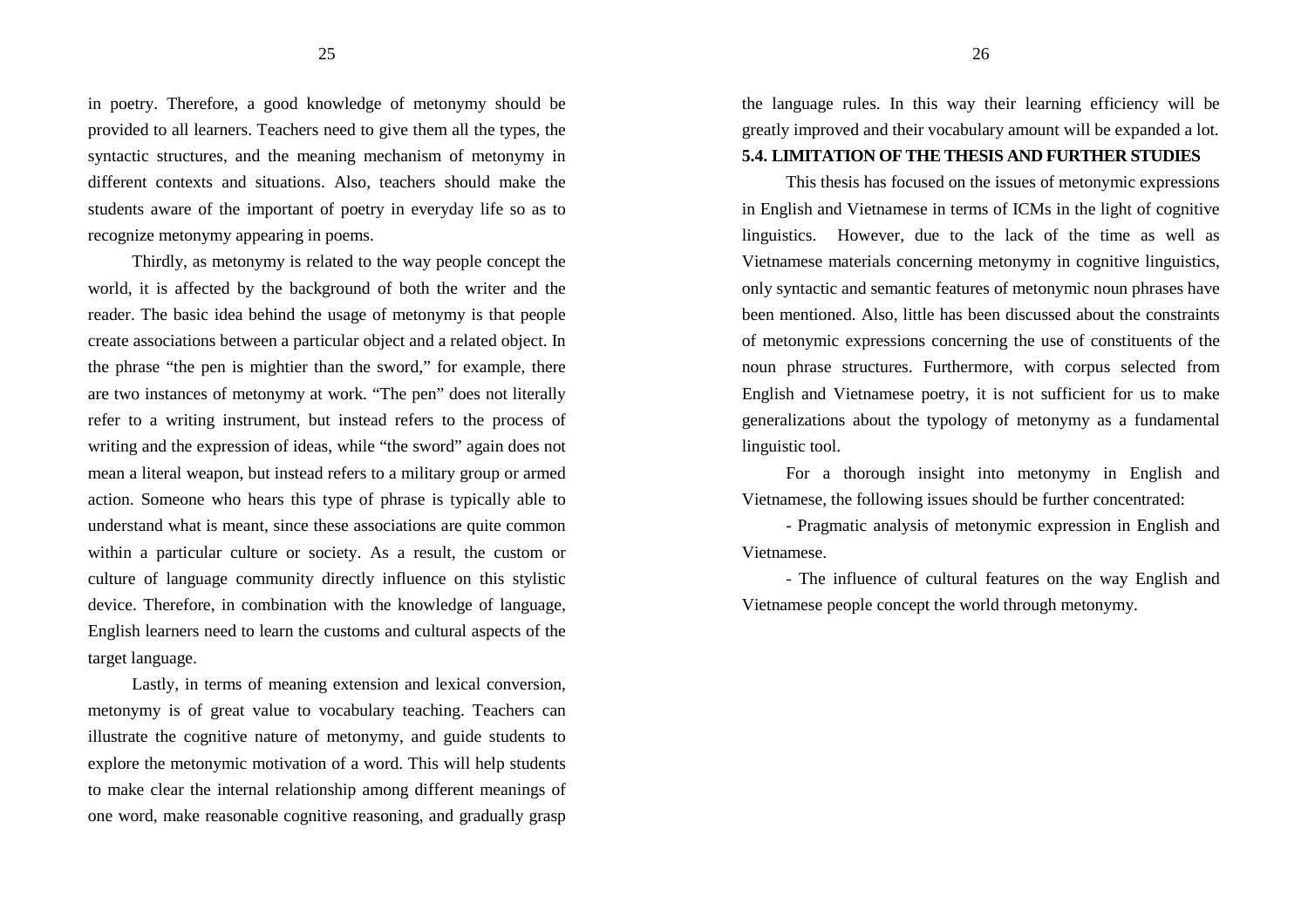in poetry. Therefore, a good knowledge of metonymy should be provided to all learners. Teachers need to give them all the types, the syntactic structures, and the meaning mechanism of metonymy in different contexts and situations. Also, teachers should make the students aware of the important of poetry in everyday life so as to recognize metonymy appearing in poems.

Thirdly, as metonymy is related to the way people concept the world, it is affected by the background of both the writer and the reader. The basic idea behind the usage of metonymy is that people create associations between a particular object and a related object. In the phrase "the pen is mightier than the sword," for example, there are two instances of metonymy at work. "The pen" does not literally refer to a writing instrument, but instead refers to the process of writing and the expression of ideas, while "the sword" again does not mean a literal weapon, but instead refers to a military group or armed action. Someone who hears this type of phrase is typically able to understand what is meant, since these associations are quite common within a particular culture or society. As a result, the custom or culture of language community directly influence on this stylistic device. Therefore, in combination with the knowledge of language, English learners need to learn the customs and cultural aspects of the target language.

Lastly, in terms of meaning extension and lexical conversion, metonymy is of great value to vocabulary teaching. Teachers can illustrate the cognitive nature of metonymy, and guide students to explore the metonymic motivation of a word. This will help students to make clear the internal relationship among different meanings of one word, make reasonable cognitive reasoning, and gradually grasp the language rules. In this way their learning efficiency will be greatly improved and their vocabulary amount will be expanded a lot.

**5.4. LIMITATION OF THE THESIS AND FURTHER STUDIES**

This thesis has focused on the issues of metonymic expressions in English and Vietnamese in terms of ICMs in the light of cognitive linguistics. However, due to the lack of the time as well as Vietnamese materials concerning metonymy in cognitive linguistics, only syntactic and semantic features of metonymic noun phrases have been mentioned. Also, little has been discussed about the constraints of metonymic expressions concerning the use of constituents of the noun phrase structures. Furthermore, with corpus selected from English and Vietnamese poetry, it is not sufficient for us to make generalizations about the typology of metonymy as a fundamental linguistic tool.

For a thorough insight into metonymy in English and Vietnamese, the following issues should be further concentrated:

- Pragmatic analysis of metonymic expression in English and Vietnamese.

- The influence of cultural features on the way English and Vietnamese people concept the world through metonymy.